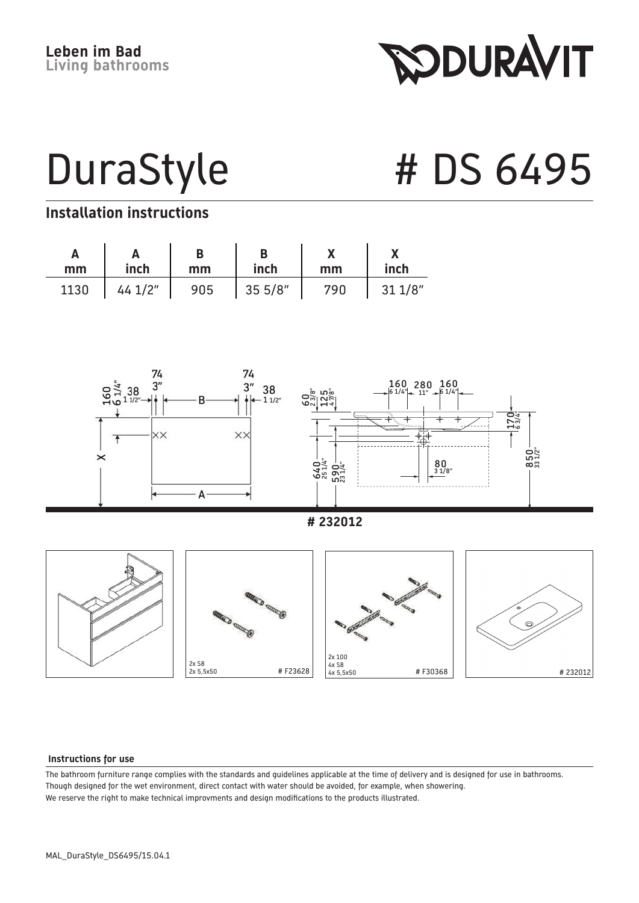**Leben im Bad**
**Living bathrooms**

DURAVIT

# DuraStyle # DS 6495

## Installation instructions

| A mm | A inch | B mm | B inch | X mm | X inch |
|---|---|---|---|---|---|
| 1130 | 44 1/2" | 905 | 35 5/8" | 790 | 31 1/8" |

**# 232012**

# F23628 — 2x S8, 2x 5,5x50

# F30368 — 2x 100, 4x S8, 4x 5,5x50

# 232012

### Instructions for use

The bathroom furniture range complies with the standards and guidelines applicable at the time of delivery and is designed for use in bathrooms.
Though designed for the wet environment, direct contact with water should be avoided, for example, when showering.
We reserve the right to make technical improvments and design modifications to the products illustrated.

MAL_DuraStyle_DS6495/15.04.1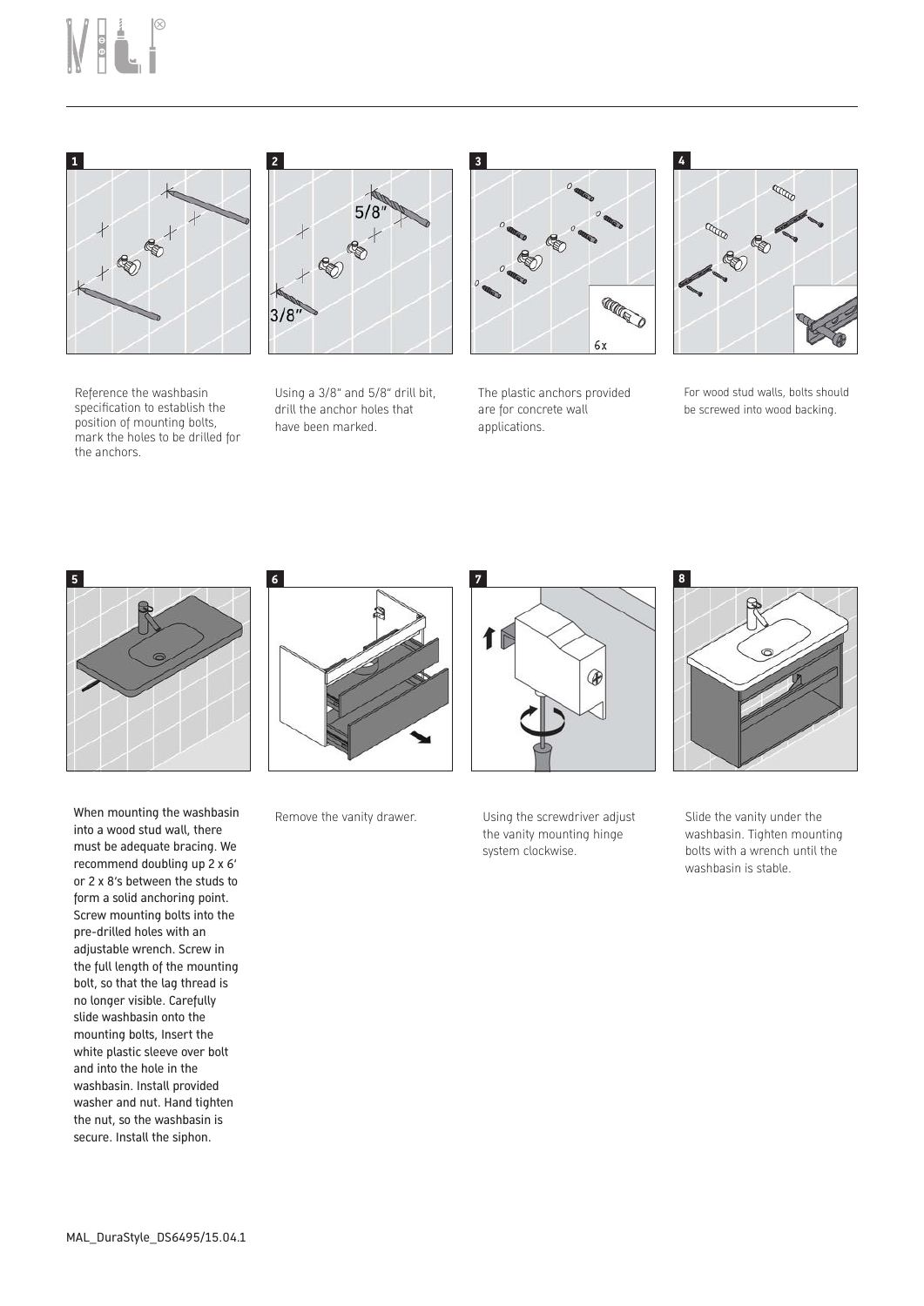**1**

Reference the washbasin specification to establish the position of mounting bolts, mark the holes to be drilled for the anchors.

**2**

Using a 3/8" and 5/8" drill bit, drill the anchor holes that have been marked.

**3**

The plastic anchors provided are for concrete wall applications.

**4**

For wood stud walls, bolts should be screwed into wood backing.

**5**

When mounting the washbasin into a wood stud wall, there must be adequate bracing. We recommend doubling up 2 x 6' or 2 x 8's between the studs to form a solid anchoring point. Screw mounting bolts into the pre-drilled holes with an adjustable wrench. Screw in the full length of the mounting bolt, so that the lag thread is no longer visible. Carefully slide washbasin onto the mounting bolts, Insert the white plastic sleeve over bolt and into the hole in the washbasin. Install provided washer and nut. Hand tighten the nut, so the washbasin is secure. Install the siphon.

**6**

Remove the vanity drawer.

**7**

Using the screwdriver adjust the vanity mounting hinge system clockwise.

**8**

Slide the vanity under the washbasin. Tighten mounting bolts with a wrench until the washbasin is stable.

MAL_DuraStyle_DS6495/15.04.1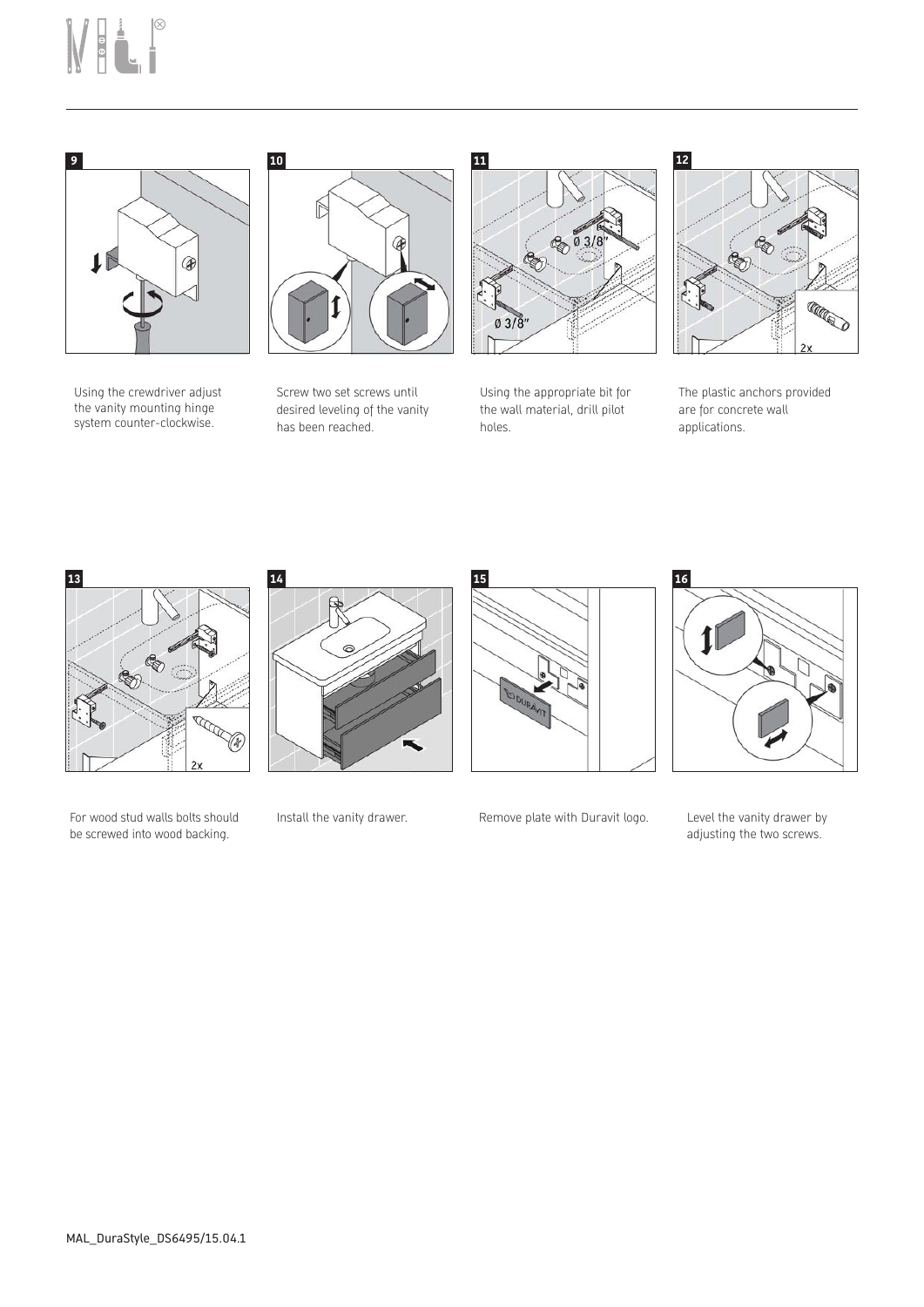**9**

Using the crewdriver adjust the vanity mounting hinge system counter-clockwise.

**10**

Screw two set screws until desired leveling of the vanity has been reached.

**11**

Using the appropriate bit for the wall material, drill pilot holes.

**12**

The plastic anchors provided are for concrete wall applications.

**13**

For wood stud walls bolts should be screwed into wood backing.

**14**

Install the vanity drawer.

**15**

Remove plate with Duravit logo.

**16**

Level the vanity drawer by adjusting the two screws.

MAL_DuraStyle_DS6495/15.04.1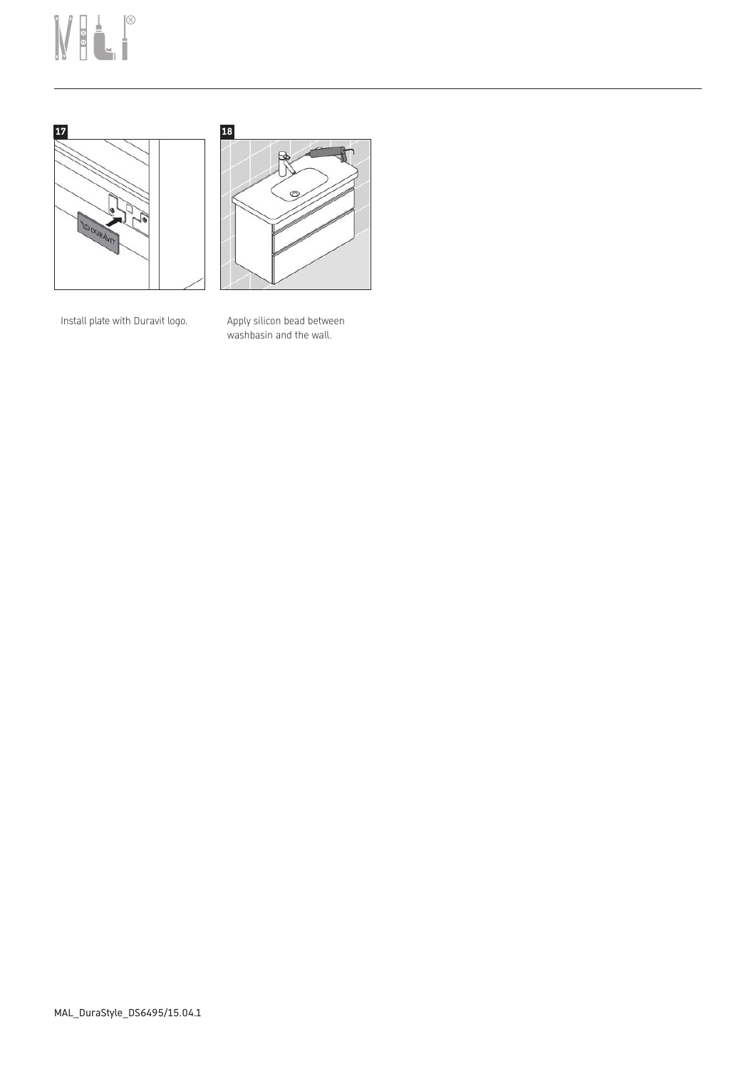17

Install plate with Duravit logo.

18

Apply silicon bead between washbasin and the wall.

MAL_DuraStyle_DS6495/15.04.1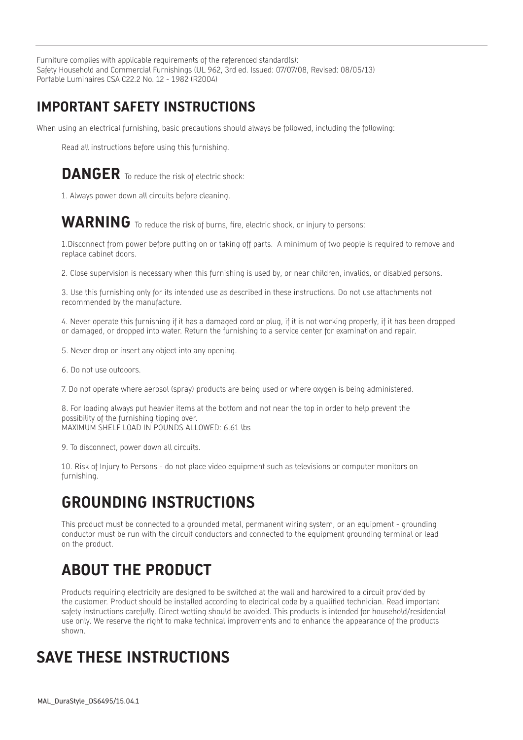Furniture complies with applicable requirements of the referenced standard(s):
Safety Household and Commercial Furnishings (UL 962, 3rd ed. Issued: 07/07/08, Revised: 08/05/13)
Portable Luminaires CSA C22.2 No. 12 - 1982 (R2004)

## IMPORTANT SAFETY INSTRUCTIONS

When using an electrical furnishing, basic precautions should always be followed, including the following:

Read all instructions before using this furnishing.

**DANGER** To reduce the risk of electric shock:

1. Always power down all circuits before cleaning.

**WARNING** To reduce the risk of burns, fire, electric shock, or injury to persons:

1. Disconnect from power before putting on or taking off parts. A minimum of two people is required to remove and replace cabinet doors.

2. Close supervision is necessary when this furnishing is used by, or near children, invalids, or disabled persons.

3. Use this furnishing only for its intended use as described in these instructions. Do not use attachments not recommended by the manufacture.

4. Never operate this furnishing if it has a damaged cord or plug, if it is not working properly, if it has been dropped or damaged, or dropped into water. Return the furnishing to a service center for examination and repair.

5. Never drop or insert any object into any opening.

6. Do not use outdoors.

7. Do not operate where aerosol (spray) products are being used or where oxygen is being administered.

8. For loading always put heavier items at the bottom and not near the top in order to help prevent the possibility of the furnishing tipping over.
MAXIMUM SHELF LOAD IN POUNDS ALLOWED: 6.61 lbs

9. To disconnect, power down all circuits.

10. Risk of Injury to Persons - do not place video equipment such as televisions or computer monitors on furnishing.

## GROUNDING INSTRUCTIONS

This product must be connected to a grounded metal, permanent wiring system, or an equipment - grounding conductor must be run with the circuit conductors and connected to the equipment grounding terminal or lead on the product.

## ABOUT THE PRODUCT

Products requiring electricity are designed to be switched at the wall and hardwired to a circuit provided by the customer. Product should be installed according to electrical code by a qualified technician. Read important safety instructions carefully. Direct wetting should be avoided. This products is intended for household/residential use only. We reserve the right to make technical improvements and to enhance the appearance of the products shown.

## SAVE THESE INSTRUCTIONS

MAL_DuraStyle_DS6495/15.04.1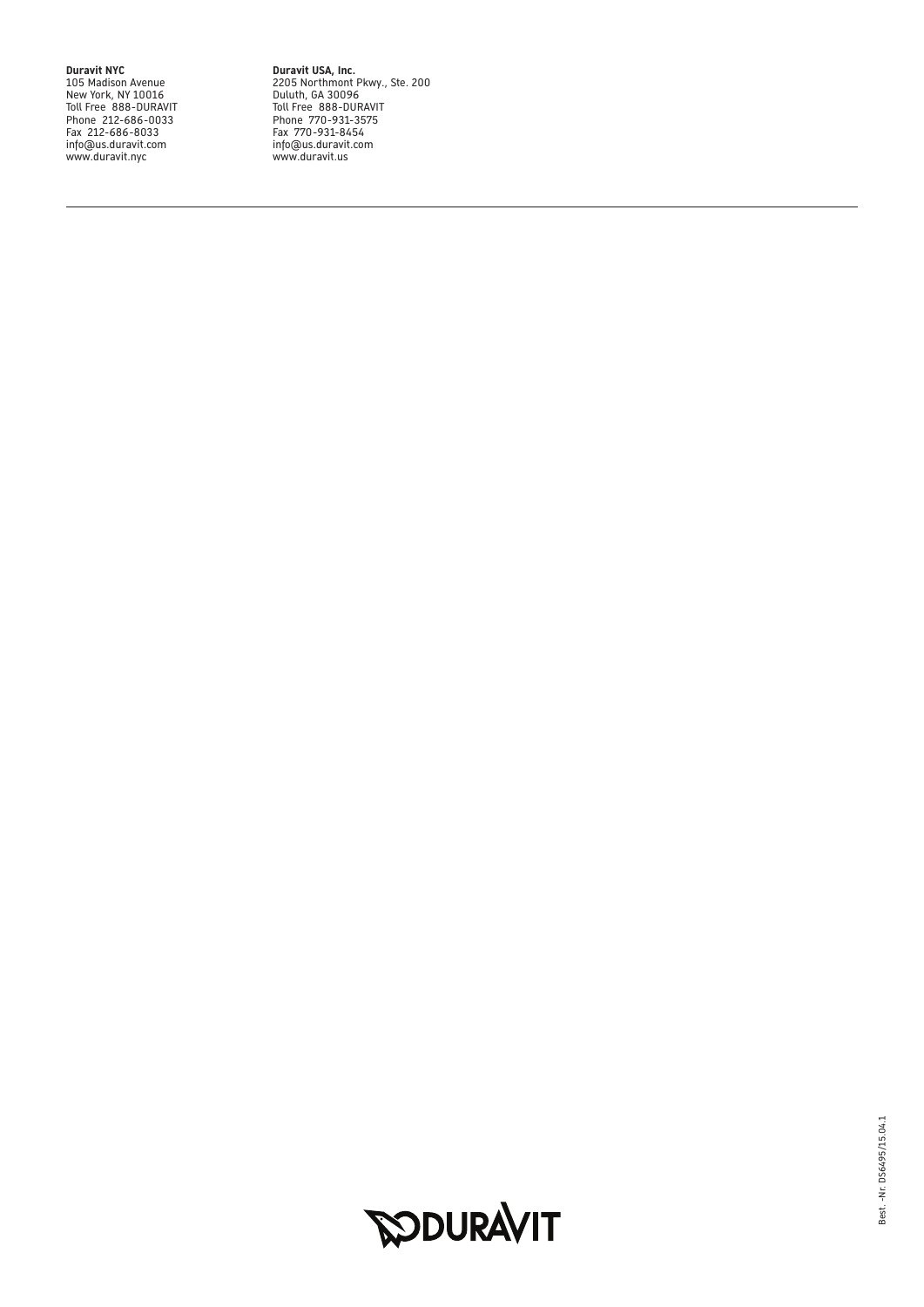**Duravit NYC**
105 Madison Avenue
New York, NY 10016
Toll Free 888-DURAVIT
Phone 212-686-0033
Fax 212-686-8033
info@us.duravit.com
www.duravit.nyc

**Duravit USA, Inc.**
2205 Northmont Pkwy., Ste. 200
Duluth, GA 30096
Toll Free 888-DURAVIT
Phone 770-931-3575
Fax 770-931-8454
info@us.duravit.com
www.duravit.us

---

DURAVIT

Best. -Nr. DS6495/15.04.1